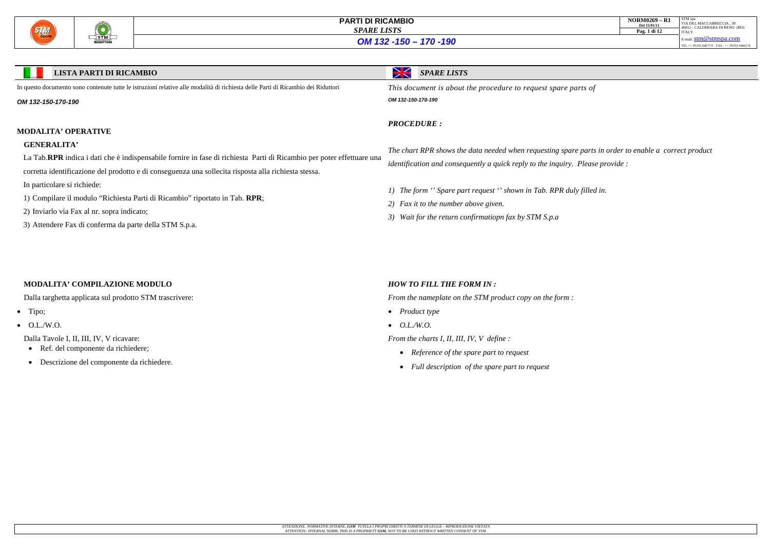# PARTI DI RICAMBIO

## *SPARE LISTS*

## *OM 132 -150 – 170 -190*

### LISTA PARTI DI RICAMBIO

In questo documento sono contenute tutte le istruzioni relative alle modalità di richiesta delle Parti di Ricambio dei Riduttori

***OM 132-150-170-190***

### MODALITA' OPERATIVE

**GENERALITA'**

La Tab.**RPR** indica i dati che è indispensabile fornire in fase di richiesta Parti di Ricambio per poter effettuare una corretta identificazione del prodotto e di conseguenza una sollecita risposta alla richiesta stessa.

In particolare si richiede:

1) Compilare il modulo "Richiesta Parti di Ricambio" riportato in Tab. **RPR**;

2) Inviarlo via Fax al nr. sopra indicato;

3) Attendere Fax di conferma da parte della STM S.p.a.

### MODALITA' COMPILAZIONE MODULO

Dalla targhetta applicata sul prodotto STM trascrivere:

- Tipo;
- O.L./W.O.

Dalla Tavole I, II, III, IV, V ricavare:

- Ref. del componente da richiedere;
- Descrizione del componente da richiedere.

### *SPARE LISTS*

*This document is about the procedure to request spare parts of*

***OM 132-150-170-190***

### *PROCEDURE :*

*The chart RPR shows the data needed when requesting spare parts in order to enable a correct product identification and consequently a quick reply to the inquiry. Please provide :*

*1) The form '' Spare part request '' shown in Tab. RPR duly filled in.*

*2) Fax it to the number above given.*

*3) Wait for the return confirmatiopn fax by STM S.p.a*

### *HOW TO FILL THE FORM IN :*

*From the nameplate on the STM product copy on the form :*

- *Product type*
- *O.L./W.O.*

*From the charts I, II, III, IV, V define :*

- *Reference of the spare part to request*
- *Full description of the spare part to request*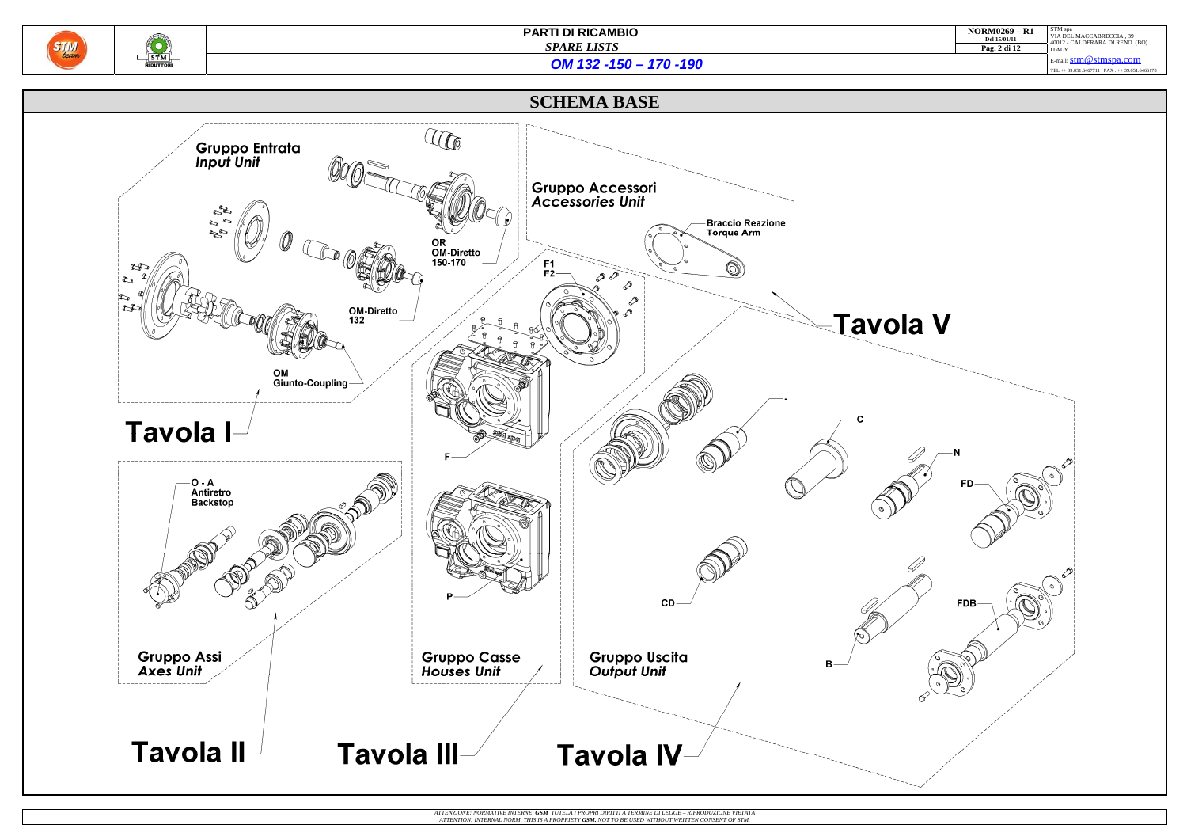# PARTI DI RICAMBIO

*SPARE LISTS*

*OM 132 -150 – 170 -190*

## SCHEMA BASE

Gruppo Entrata
*Input Unit*

OR
OM-Diretto
150-170

OM-Diretto
132

OM
Giunto-Coupling

Tavola I

Gruppo Accessori
*Accessories Unit*

Braccio Reazione
Torque Arm

F1
F2

Tavola V

O - A
Antiretro
Backstop

F

P

C

N

FD

CD

FDB

B

Gruppo Assi
*Axes Unit*

Gruppo Casse
*Houses Unit*

Gruppo Uscita
*Output Unit*

Tavola II

Tavola III

Tavola IV

*ATTENZIONE: NORMATIVE INTERNE, **GSM** TUTELA I PROPRI DIRITTI A TERMINE DI LEGGE – RIPRODUZIONE VIETATA*
*ATTENTION: INTERNAL NORM, THIS IS A PROPRIETY **GSM.** NOT TO BE USED WITHOUT WRITTEN CONSENT OF STM.*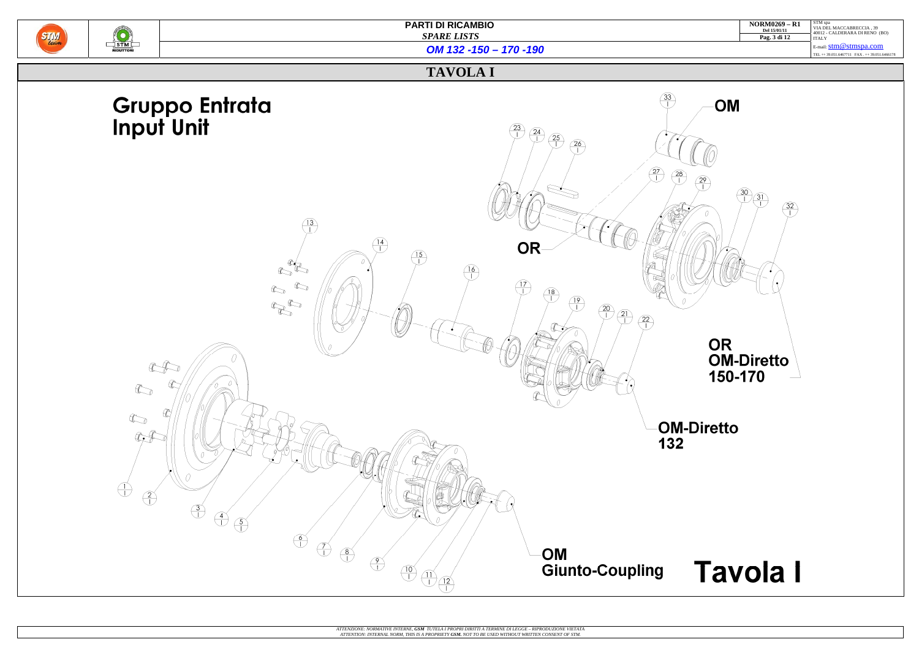# PARTI DI RICAMBIO

*SPARE LISTS*

*OM 132 -150 – 170 -190*

## TAVOLA I

### Gruppo Entrata
### Input Unit

1 2 3 4 5 6 7 8 9 10 11 12 13 14 15 16 17 18 19 20 21 22 23 24 25 26 27 28 29 30 31 32 33

OM

OR

OR
OM-Diretto
150-170

OM-Diretto
132

OM
Giunto-Coupling

**Tavola I**

*ATTENZIONE: NORMATIVE INTERNE, GSM TUTELA I PROPRI DIRITTI A TERMINE DI LEGGE – RIPRODUZIONE VIETATA*
*ATTENTION: INTERNAL NORM, THIS IS A PROPRIETY GSM. NOT TO BE USED WITHOUT WRITTEN CONSENT OF STM.*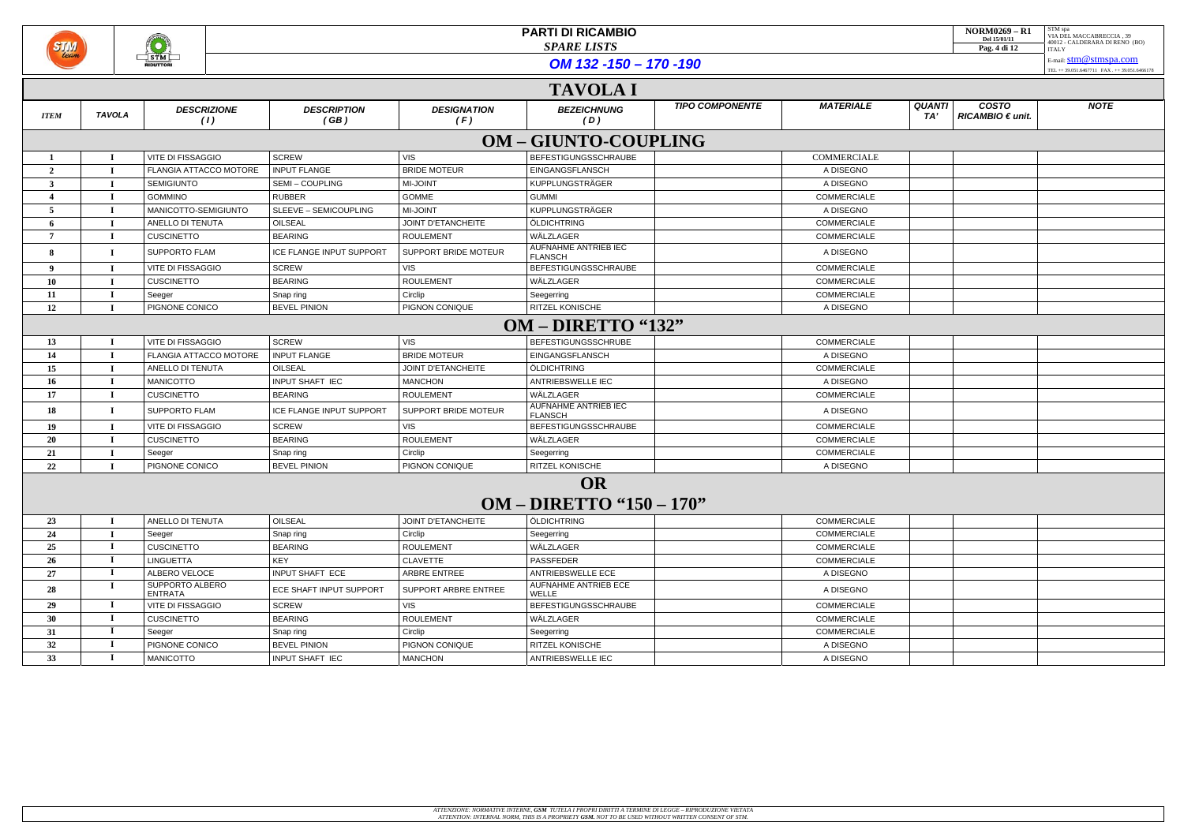# PARTI DI RICAMBIO

## *SPARE LISTS*

## *OM 132 -150 – 170 -190*

# TAVOLA I

| ITEM | TAVOLA | DESCRIZIONE (I) | DESCRIPTION (GB) | DESIGNATION (F) | BEZEICHNUNG (D) | TIPO COMPONENTE | MATERIALE | QUANTI TA' | COSTO RICAMBIO € unit. | NOTE |
|---|---|---|---|---|---|---|---|---|---|---|
| | | | | | **OM – GIUNTO-COUPLING** | | | | | |
| 1 | I | VITE DI FISSAGGIO | SCREW | VIS | BEFESTIGUNGSSCHRAUBE | | COMMERCIALE | | | |
| 2 | I | FLANGIA ATTACCO MOTORE | INPUT FLANGE | BRIDE MOTEUR | EINGANGSFLANSCH | | A DISEGNO | | | |
| 3 | I | SEMIGIUNTO | SEMI – COUPLING | MI-JOINT | KUPPLUNGSTRÄGER | | A DISEGNO | | | |
| 4 | I | GOMMINO | RUBBER | GOMME | GUMMI | | COMMERCIALE | | | |
| 5 | I | MANICOTTO-SEMIGIUNTO | SLEEVE – SEMICOUPLING | MI-JOINT | KUPPLUNGSTRÄGER | | A DISEGNO | | | |
| 6 | I | ANELLO DI TENUTA | OILSEAL | JOINT D'ETANCHEITE | ÖLDICHTRING | | COMMERCIALE | | | |
| 7 | I | CUSCINETTO | BEARING | ROULEMENT | WÄLZLAGER | | COMMERCIALE | | | |
| 8 | I | SUPPORTO FLAM | ICE FLANGE INPUT SUPPORT | SUPPORT BRIDE MOTEUR | AUFNAHME ANTRIEB IEC FLANSCH | | A DISEGNO | | | |
| 9 | I | VITE DI FISSAGGIO | SCREW | VIS | BEFESTIGUNGSSCHRAUBE | | COMMERCIALE | | | |
| 10 | I | CUSCINETTO | BEARING | ROULEMENT | WÄLZLAGER | | COMMERCIALE | | | |
| 11 | I | Seeger | Snap ring | Circlip | Seegerring | | COMMERCIALE | | | |
| 12 | I | PIGNONE CONICO | BEVEL PINION | PIGNON CONIQUE | RITZEL KONISCHE | | A DISEGNO | | | |
| | | | | | **OM – DIRETTO "132"** | | | | | |
| 13 | I | VITE DI FISSAGGIO | SCREW | VIS | BEFESTIGUNGSSCHRUBE | | COMMERCIALE | | | |
| 14 | I | FLANGIA ATTACCO MOTORE | INPUT FLANGE | BRIDE MOTEUR | EINGANGSFLANSCH | | A DISEGNO | | | |
| 15 | I | ANELLO DI TENUTA | OILSEAL | JOINT D'ETANCHEITE | ÖLDICHTRING | | COMMERCIALE | | | |
| 16 | I | MANICOTTO | INPUT SHAFT IEC | MANCHON | ANTRIEBSWELLE IEC | | A DISEGNO | | | |
| 17 | I | CUSCINETTO | BEARING | ROULEMENT | WÄLZLAGER | | COMMERCIALE | | | |
| 18 | I | SUPPORTO FLAM | ICE FLANGE INPUT SUPPORT | SUPPORT BRIDE MOTEUR | AUFNAHME ANTRIEB IEC FLANSCH | | A DISEGNO | | | |
| 19 | I | VITE DI FISSAGGIO | SCREW | VIS | BEFESTIGUNGSSCHRAUBE | | COMMERCIALE | | | |
| 20 | I | CUSCINETTO | BEARING | ROULEMENT | WÄLZLAGER | | COMMERCIALE | | | |
| 21 | I | Seeger | Snap ring | Circlip | Seegerring | | COMMERCIALE | | | |
| 22 | I | PIGNONE CONICO | BEVEL PINION | PIGNON CONIQUE | RITZEL KONISCHE | | A DISEGNO | | | |
| | | | | | **OR** **OM – DIRETTO "150 – 170"** | | | | | |
| 23 | I | ANELLO DI TENUTA | OILSEAL | JOINT D'ETANCHEITE | ÖLDICHTRING | | COMMERCIALE | | | |
| 24 | I | Seeger | Snap ring | Circlip | Seegerring | | COMMERCIALE | | | |
| 25 | I | CUSCINETTO | BEARING | ROULEMENT | WÄLZLAGER | | COMMERCIALE | | | |
| 26 | I | LINGUETTA | KEY | CLAVETTE | PASSFEDER | | COMMERCIALE | | | |
| 27 | I | ALBERO VELOCE | INPUT SHAFT ECE | ARBRE ENTREE | ANTRIEBSWELLE ECE | | A DISEGNO | | | |
| 28 | I | SUPPORTO ALBERO ENTRATA | ECE SHAFT INPUT SUPPORT | SUPPORT ARBRE ENTREE | AUFNAHME ANTRIEB ECE WELLE | | A DISEGNO | | | |
| 29 | I | VITE DI FISSAGGIO | SCREW | VIS | BEFESTIGUNGSSCHRAUBE | | COMMERCIALE | | | |
| 30 | I | CUSCINETTO | BEARING | ROULEMENT | WÄLZLAGER | | COMMERCIALE | | | |
| 31 | I | Seeger | Snap ring | Circlip | Seegerring | | COMMERCIALE | | | |
| 32 | I | PIGNONE CONICO | BEVEL PINION | PIGNON CONIQUE | RITZEL KONISCHE | | A DISEGNO | | | |
| 33 | I | MANICOTTO | INPUT SHAFT IEC | MANCHON | ANTRIEBSWELLE IEC | | A DISEGNO | | | |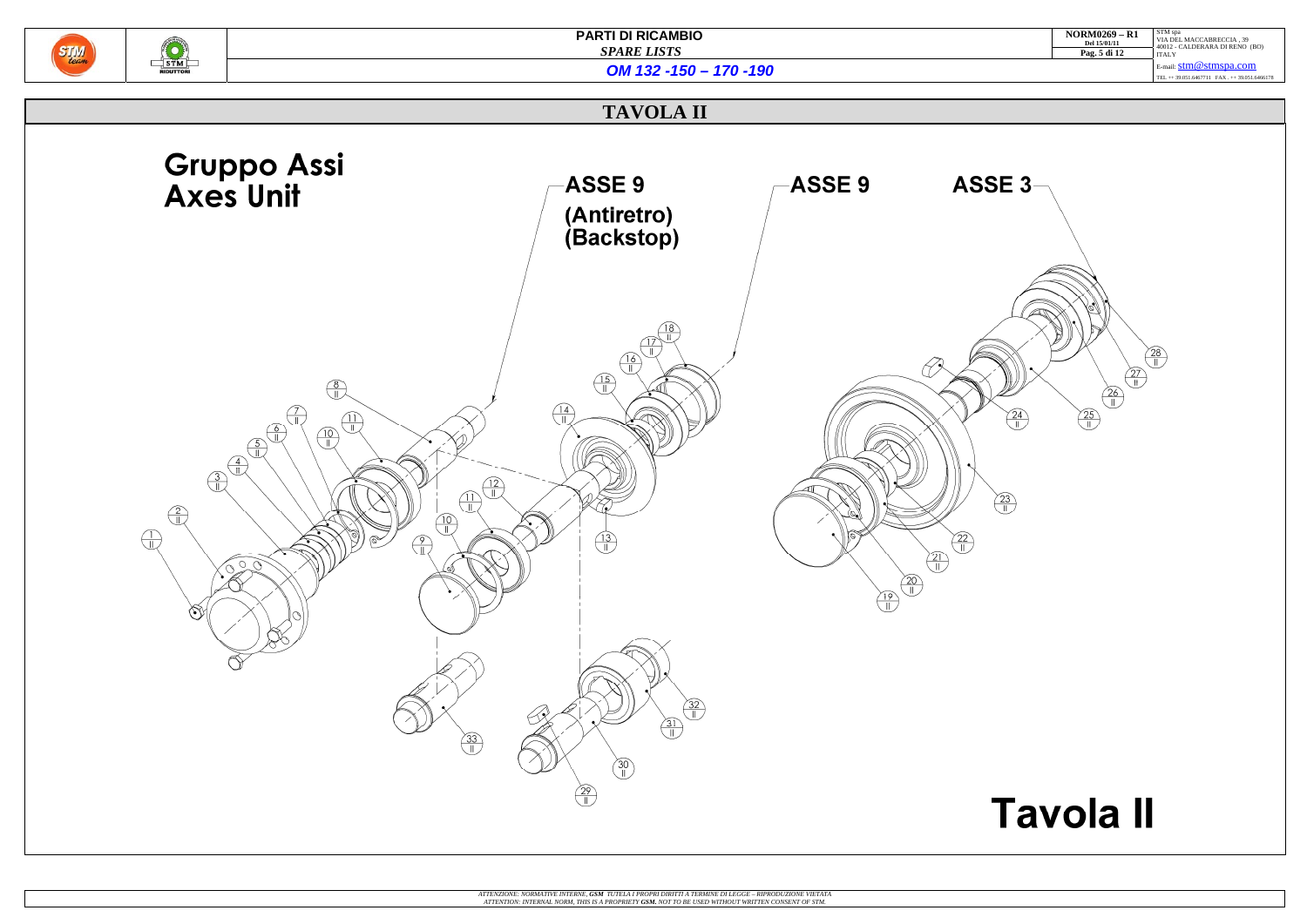# TAVOLA II

## Gruppo Assi
## Axes Unit

ASSE 9
(Antiretro)
(Backstop)

ASSE 9

ASSE 3

1 II, 2 II, 3 II, 4 II, 5 II, 6 II, 7 II, 8 II, 9 II, 10 II, 11 II, 12 II, 13 II, 14 II, 15 II, 16 II, 17 II, 18 II, 19 II, 20 II, 21 II, 22 II, 23 II, 24 II, 25 II, 26 II, 27 II, 28 II, 29 II, 30 II, 31 II, 32 II, 33 II

# Tavola II

*ATTENZIONE: NORMATIVE INTERNE, GSM TUTELA I PROPRI DIRITTI A TERMINE DI LEGGE – RIPRODUZIONE VIETATA*
*ATTENTION: INTERNAL NORM, THIS IS A PROPRIETY GSM. NOT TO BE USED WITHOUT WRITTEN CONSENT OF STM.*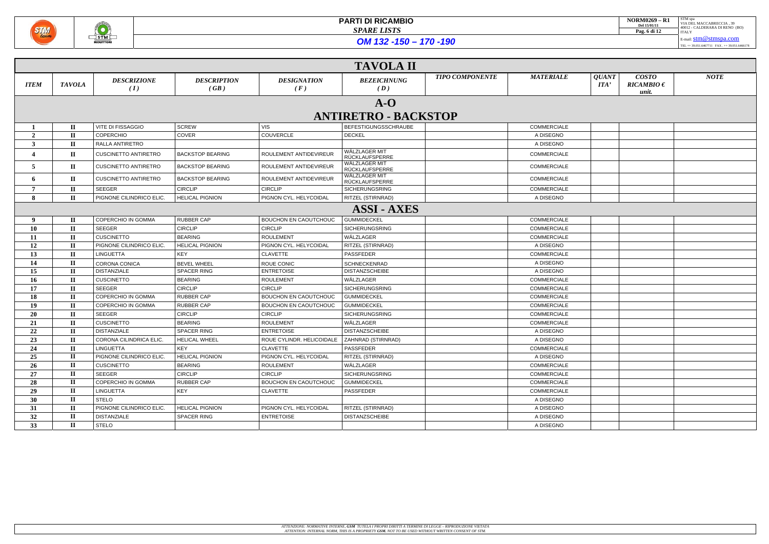# PARTI DI RICAMBIO

*SPARE LISTS*

## OM 132 -150 – 170 -190

NORM0269 – R1
Del 15/01/11

STM spa
VIA DEL MACCABRECCIA , 39
40012 - CALDERARA DI RENO (BO)
ITALY
E-mail: stm@stmspa.com
TEL ++ 39.051.6467711 FAX . ++ 39.051.6466178

## TAVOLA II

| ITEM | TAVOLA | DESCRIZIONE (I) | DESCRIPTION (GB) | DESIGNATION (F) | BEZEICHNUNG (D) | TIPO COMPONENTE | MATERIALE | QUANTITA' | COSTO RICAMBIO € unit. | NOTE |
|---|---|---|---|---|---|---|---|---|---|---|
| | | | | | **A-O ANTIRETRO - BACKSTOP** | | | | | |
| 1 | II | VITE DI FISSAGGIO | SCREW | VIS | BEFESTIGUNGSSCHRAUBE | | COMMERCIALE | | | |
| 2 | II | COPERCHIO | COVER | COUVERCLE | DECKEL | | A DISEGNO | | | |
| 3 | II | RALLA ANTIRETRO | | | | | A DISEGNO | | | |
| 4 | II | CUSCINETTO ANTIRETRO | BACKSTOP BEARING | ROULEMENT ANTIDEVIREUR | WÄLZLAGER MIT RÜCKLAUFSPERRE | | COMMERCIALE | | | |
| 5 | II | CUSCINETTO ANTIRETRO | BACKSTOP BEARING | ROULEMENT ANTIDEVIREUR | WÄLZLAGER MIT RÜCKLAUFSPERRE | | COMMERCIALE | | | |
| 6 | II | CUSCINETTO ANTIRETRO | BACKSTOP BEARING | ROULEMENT ANTIDEVIREUR | WÄLZLAGER MIT RÜCKLAUFSPERRE | | COMMERCIALE | | | |
| 7 | II | SEEGER | CIRCLIP | CIRCLIP | SICHERUNGSRING | | COMMERCIALE | | | |
| 8 | II | PIGNONE CILINDRICO ELIC. | HELICAL PIGNION | PIGNON CYL. HELYCOIDAL | RITZEL (STIRNRAD) | | A DISEGNO | | | |
| | | | | | **ASSI - AXES** | | | | | |
| 9 | II | COPERCHIO IN GOMMA | RUBBER CAP | BOUCHON EN CAOUTCHOUC | GUMMIDECKEL | | COMMERCIALE | | | |
| 10 | II | SEEGER | CIRCLIP | CIRCLIP | SICHERUNGSRING | | COMMERCIALE | | | |
| 11 | II | CUSCINETTO | BEARING | ROULEMENT | WÄLZLAGER | | COMMERCIALE | | | |
| 12 | II | PIGNONE CILINDRICO ELIC. | HELICAL PIGNION | PIGNON CYL. HELYCOIDAL | RITZEL (STIRNRAD) | | A DISEGNO | | | |
| 13 | II | LINGUETTA | KEY | CLAVETTE | PASSFEDER | | COMMERCIALE | | | |
| 14 | II | CORONA CONICA | BEVEL WHEEL | ROUE CONIC | SCHNECKENRAD | | A DISEGNO | | | |
| 15 | II | DISTANZIALE | SPACER RING | ENTRETOISE | DISTANZSCHEIBE | | A DISEGNO | | | |
| 16 | II | CUSCINETTO | BEARING | ROULEMENT | WÄLZLAGER | | COMMERCIALE | | | |
| 17 | II | SEEGER | CIRCLIP | CIRCLIP | SICHERUNGSRING | | COMMERCIALE | | | |
| 18 | II | COPERCHIO IN GOMMA | RUBBER CAP | BOUCHON EN CAOUTCHOUC | GUMMIDECKEL | | COMMERCIALE | | | |
| 19 | II | COPERCHIO IN GOMMA | RUBBER CAP | BOUCHON EN CAOUTCHOUC | GUMMIDECKEL | | COMMERCIALE | | | |
| 20 | II | SEEGER | CIRCLIP | CIRCLIP | SICHERUNGSRING | | COMMERCIALE | | | |
| 21 | II | CUSCINETTO | BEARING | ROULEMENT | WÄLZLAGER | | COMMERCIALE | | | |
| 22 | II | DISTANZIALE | SPACER RING | ENTRETOISE | DISTANZSCHEIBE | | A DISEGNO | | | |
| 23 | II | CORONA CILINDRICA ELIC. | HELICAL WHEEL | ROUE CYLINDR. HELICOIDALE | ZAHNRAD (STIRNRAD) | | A DISEGNO | | | |
| 24 | II | LINGUETTA | KEY | CLAVETTE | PASSFEDER | | COMMERCIALE | | | |
| 25 | II | PIGNONE CILINDRICO ELIC. | HELICAL PIGNION | PIGNON CYL. HELYCOIDAL | RITZEL (STIRNRAD) | | A DISEGNO | | | |
| 26 | II | CUSCINETTO | BEARING | ROULEMENT | WÄLZLAGER | | COMMERCIALE | | | |
| 27 | II | SEEGER | CIRCLIP | CIRCLIP | SICHERUNGSRING | | COMMERCIALE | | | |
| 28 | II | COPERCHIO IN GOMMA | RUBBER CAP | BOUCHON EN CAOUTCHOUC | GUMMIDECKEL | | COMMERCIALE | | | |
| 29 | II | LINGUETTA | KEY | CLAVETTE | PASSFEDER | | COMMERCIALE | | | |
| 30 | II | STELO | | | | | A DISEGNO | | | |
| 31 | II | PIGNONE CILINDRICO ELIC. | HELICAL PIGNION | PIGNON CYL. HELYCOIDAL | RITZEL (STIRNRAD) | | A DISEGNO | | | |
| 32 | II | DISTANZIALE | SPACER RING | ENTRETOISE | DISTANZSCHEIBE | | A DISEGNO | | | |
| 33 | II | STELO | | | | | A DISEGNO | | | |

*ATTENZIONE: NORMATIVE INTERNE, GSM TUTELA I PROPRI DIRITTI A TERMINE DI LEGGE – RIPRODUZIONE VIETATA*
*ATTENTION: INTERNAL NORM, THIS IS A PROPRIETY GSM. NOT TO BE USED WITHOUT WRITTEN CONSENT OF STM.*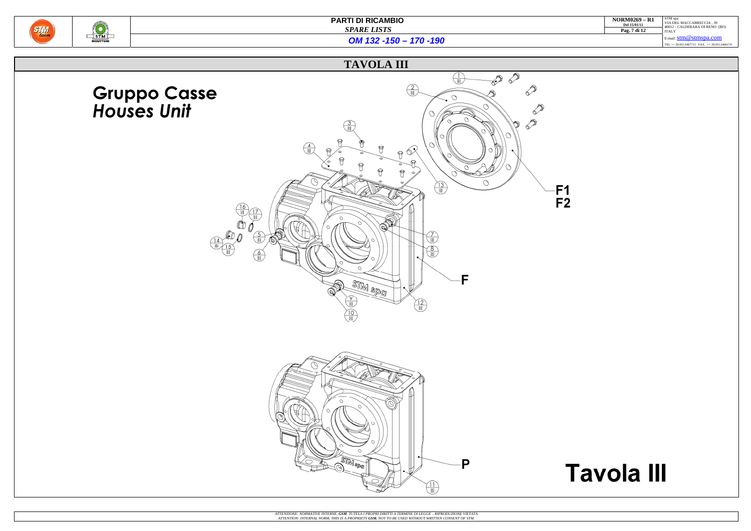# TAVOLA III

## Gruppo Casse
## *Houses Unit*

1/III
2/III
3/III
4/III
5/III
6/III
7/III
8/III
9/III
10/III
11/III
12/III
13/III
14/III
15/III
16/III
17/III

F1
F2

F

P

# Tavola III

*ATTENZIONE: NORMATIVE INTERNE, **GSM** TUTELA I PROPRI DIRITTI A TERMINE DI LEGGE – RIPRODUZIONE VIETATA*
*ATTENTION: INTERNAL NORM, THIS IS A PROPRIETY **GSM.** NOT TO BE USED WITHOUT WRITTEN CONSENT OF STM.*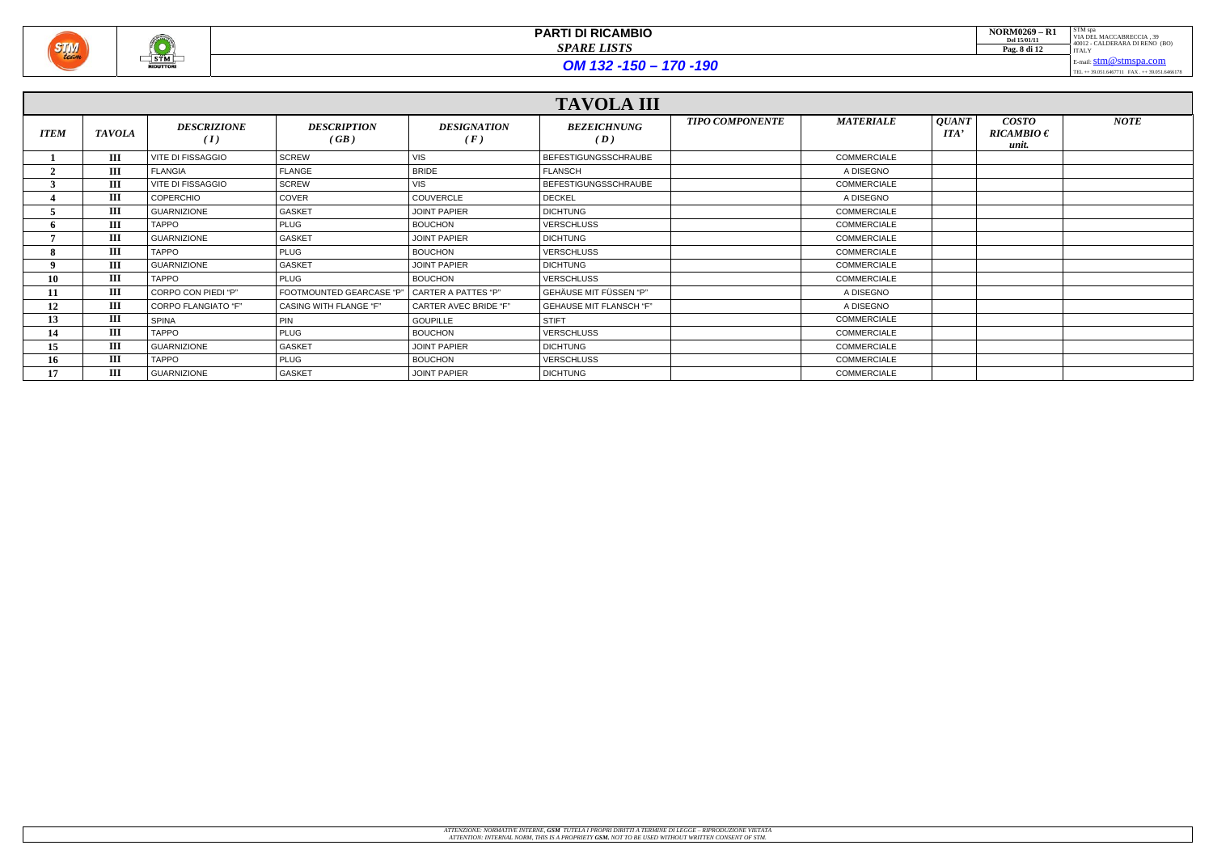# TAVOLA III

| ITEM | TAVOLA | DESCRIZIONE ( I ) | DESCRIPTION ( GB ) | DESIGNATION ( F ) | BEZEICHNUNG ( D ) | TIPO COMPONENTE | MATERIALE | QUANT ITA' | COSTO RICAMBIO € unit. | NOTE |
|---|---|---|---|---|---|---|---|---|---|---|
| 1 | III | VITE DI FISSAGGIO | SCREW | VIS | BEFESTIGUNGSSCHRAUBE | | COMMERCIALE | | | |
| 2 | III | FLANGIA | FLANGE | BRIDE | FLANSCH | | A DISEGNO | | | |
| 3 | III | VITE DI FISSAGGIO | SCREW | VIS | BEFESTIGUNGSSCHRAUBE | | COMMERCIALE | | | |
| 4 | III | COPERCHIO | COVER | COUVERCLE | DECKEL | | A DISEGNO | | | |
| 5 | III | GUARNIZIONE | GASKET | JOINT PAPIER | DICHTUNG | | COMMERCIALE | | | |
| 6 | III | TAPPO | PLUG | BOUCHON | VERSCHLUSS | | COMMERCIALE | | | |
| 7 | III | GUARNIZIONE | GASKET | JOINT PAPIER | DICHTUNG | | COMMERCIALE | | | |
| 8 | III | TAPPO | PLUG | BOUCHON | VERSCHLUSS | | COMMERCIALE | | | |
| 9 | III | GUARNIZIONE | GASKET | JOINT PAPIER | DICHTUNG | | COMMERCIALE | | | |
| 10 | III | TAPPO | PLUG | BOUCHON | VERSCHLUSS | | COMMERCIALE | | | |
| 11 | III | CORPO CON PIEDI "P" | FOOTMOUNTED GEARCASE "P" | CARTER A PATTES "P" | GEHÄUSE MIT FÜSSEN "P" | | A DISEGNO | | | |
| 12 | III | CORPO FLANGIATO "F" | CASING WITH FLANGE "F" | CARTER AVEC BRIDE "F" | GEHAUSE MIT FLANSCH "F" | | A DISEGNO | | | |
| 13 | III | SPINA | PIN | GOUPILLE | STIFT | | COMMERCIALE | | | |
| 14 | III | TAPPO | PLUG | BOUCHON | VERSCHLUSS | | COMMERCIALE | | | |
| 15 | III | GUARNIZIONE | GASKET | JOINT PAPIER | DICHTUNG | | COMMERCIALE | | | |
| 16 | III | TAPPO | PLUG | BOUCHON | VERSCHLUSS | | COMMERCIALE | | | |
| 17 | III | GUARNIZIONE | GASKET | JOINT PAPIER | DICHTUNG | | COMMERCIALE | | | |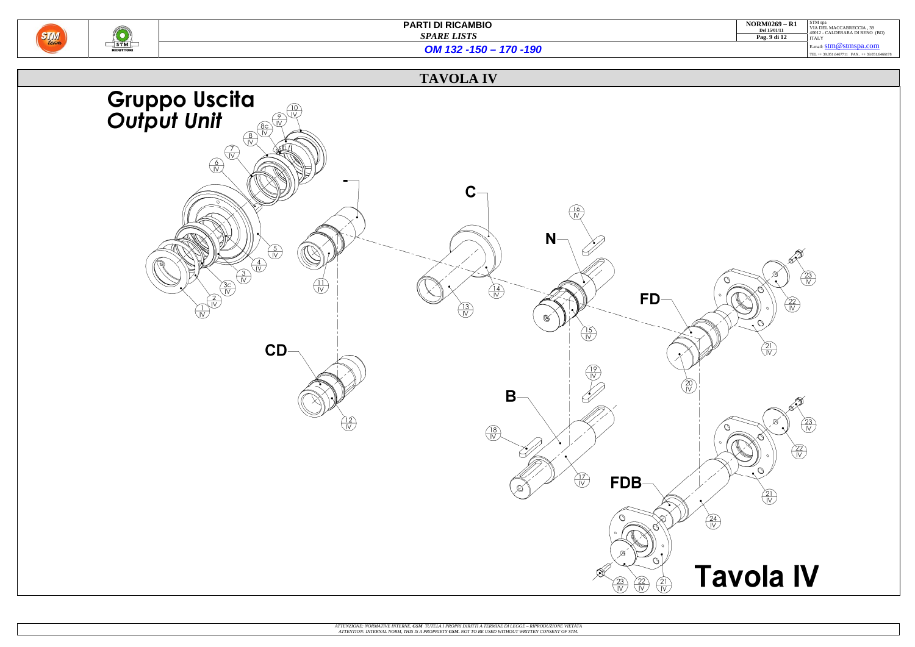# TAVOLA IV

## Gruppo Uscita
## *Output Unit*

10/IV, 9/IV, 8c/IV, 8/IV, 7/IV, 6/IV, 5/IV, 4/IV, 3/IV, 3c/IV, 2/IV, 1/IV

-

11/IV

C

13/IV, 14/IV

N

16/IV, 15/IV

FD

23/IV, 22/IV, 21/IV, 20/IV

CD

12/IV

B

19/IV, 18/IV, 17/IV

FDB

23/IV, 22/IV, 21/IV, 24/IV

23/IV, 22/IV, 21/IV

# Tavola IV

*ATTENZIONE: NORMATIVE INTERNE, **GSM** TUTELA I PROPRI DIRITTI A TERMINE DI LEGGE – RIPRODUZIONE VIETATA*
*ATTENTION: INTERNAL NORM, THIS IS A PROPRIETY **GSM**. NOT TO BE USED WITHOUT WRITTEN CONSENT OF STM.*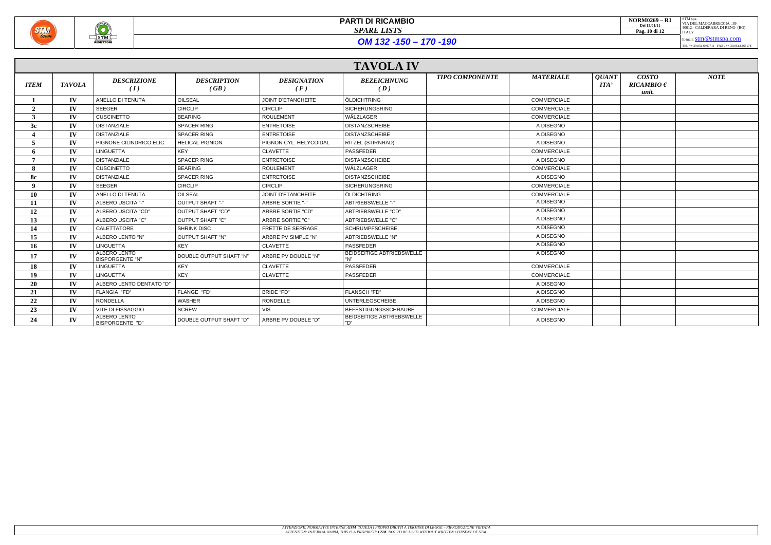# PARTI DI RICAMBIO

*SPARE LISTS*

## OM 132 -150 – 170 -190

NORM0269 – R1
Del 15/01/11

STM spa
VIA DEL MACCABRECCIA , 39
40012 - CALDERARA DI RENO (BO)
ITALY
E-mail: stm@stmspa.com
TEL ++ 39.051.6467711 FAX . ++ 39.051.6466178

## TAVOLA IV

| *ITEM* | *TAVOLA* | *DESCRIZIONE ( I )* | *DESCRIPTION ( GB )* | *DESIGNATION ( F )* | *BEZEICHNUNG ( D )* | *TIPO COMPONENTE* | *MATERIALE* | *QUANTITA'* | *COSTO RICAMBIO € unit.* | *NOTE* |
|---|---|---|---|---|---|---|---|---|---|---|
| 1 | IV | ANELLO DI TENUTA | OILSEAL | JOINT D'ETANCHEITE | ÖLDICHTRING | | COMMERCIALE | | | |
| 2 | IV | SEEGER | CIRCLIP | CIRCLIP | SICHERUNGSRING | | COMMERCIALE | | | |
| 3 | IV | CUSCINETTO | BEARING | ROULEMENT | WÄLZLAGER | | COMMERCIALE | | | |
| 3c | IV | DISTANZIALE | SPACER RING | ENTRETOISE | DISTANZSCHEIBE | | A DISEGNO | | | |
| 4 | IV | DISTANZIALE | SPACER RING | ENTRETOISE | DISTANZSCHEIBE | | A DISEGNO | | | |
| 5 | IV | PIGNONE CILINDRICO ELIC. | HELICAL PIGNION | PIGNON CYL. HELYCOIDAL | RITZEL (STIRNRAD) | | A DISEGNO | | | |
| 6 | IV | LINGUETTA | KEY | CLAVETTE | PASSFEDER | | COMMERCIALE | | | |
| 7 | IV | DISTANZIALE | SPACER RING | ENTRETOISE | DISTANZSCHEIBE | | A DISEGNO | | | |
| 8 | IV | CUSCINETTO | BEARING | ROULEMENT | WÄLZLAGER | | COMMERCIALE | | | |
| 8c | IV | DISTANZIALE | SPACER RING | ENTRETOISE | DISTANZSCHEIBE | | A DISEGNO | | | |
| 9 | IV | SEEGER | CIRCLIP | CIRCLIP | SICHERUNGSRING | | COMMERCIALE | | | |
| 10 | IV | ANELLO DI TENUTA | OILSEAL | JOINT D'ETANCHEITE | ÖLDICHTRING | | COMMERCIALE | | | |
| 11 | IV | ALBERO USCITA "-" | OUTPUT SHAFT "-" | ARBRE SORTIE "-" | ABTRIEBSWELLE "-" | | A DISEGNO | | | |
| 12 | IV | ALBERO USCITA "CD" | OUTPUT SHAFT "CD" | ARBRE SORTIE "CD" | ABTRIEBSWELLE "CD" | | A DISEGNO | | | |
| 13 | IV | ALBERO USCITA "C" | OUTPUT SHAFT "C" | ARBRE SORTIE "C" | ABTRIEBSWELLE "C" | | A DISEGNO | | | |
| 14 | IV | CALETTATORE | SHRINK DISC | FRETTE DE SERRAGE | SCHRUMPFSCHEIBE | | A DISEGNO | | | |
| 15 | IV | ALBERO LENTO "N" | OUTPUT SHAFT "N" | ARBRE PV SIMPLE "N" | ABTRIEBSWELLE "N" | | A DISEGNO | | | |
| 16 | IV | LINGUETTA | KEY | CLAVETTE | PASSFEDER | | A DISEGNO | | | |
| 17 | IV | ALBERO LENTO BISPORGENTE "N" | DOUBLE OUTPUT SHAFT "N" | ARBRE PV DOUBLE "N" | BEIDSEITIGE ABTRIEBSWELLE "N" | | A DISEGNO | | | |
| 18 | IV | LINGUETTA | KEY | CLAVETTE | PASSFEDER | | COMMERCIALE | | | |
| 19 | IV | LINGUETTA | KEY | CLAVETTE | PASSFEDER | | COMMERCIALE | | | |
| 20 | IV | ALBERO LENTO DENTATO "D" | | | | | A DISEGNO | | | |
| 21 | IV | FLANGIA "FD" | FLANGE "FD" | BRIDE "FD" | FLANSCH "FD" | | A DISEGNO | | | |
| 22 | IV | RONDELLA | WASHER | RONDELLE | UNTERLEGSCHEIBE | | A DISEGNO | | | |
| 23 | IV | VITE DI FISSAGGIO | SCREW | VIS | BEFESTIGUNGSSCHRAUBE | | COMMERCIALE | | | |
| 24 | IV | ALBERO LENTO BISPORGENTE "D" | DOUBLE OUTPUT SHAFT "D" | ARBRE PV DOUBLE "D" | BEIDSEITIGE ABTRIEBSWELLE "D" | | A DISEGNO | | | |

*ATTENZIONE: NORMATIVE INTERNE, **GSM** TUTELA I PROPRI DIRITTI A TERMINE DI LEGGE – RIPRODUZIONE VIETATA*
*ATTENTION: INTERNAL NORM, THIS IS A PROPRIETY **GSM**. NOT TO BE USED WITHOUT WRITTEN CONSENT OF STM.*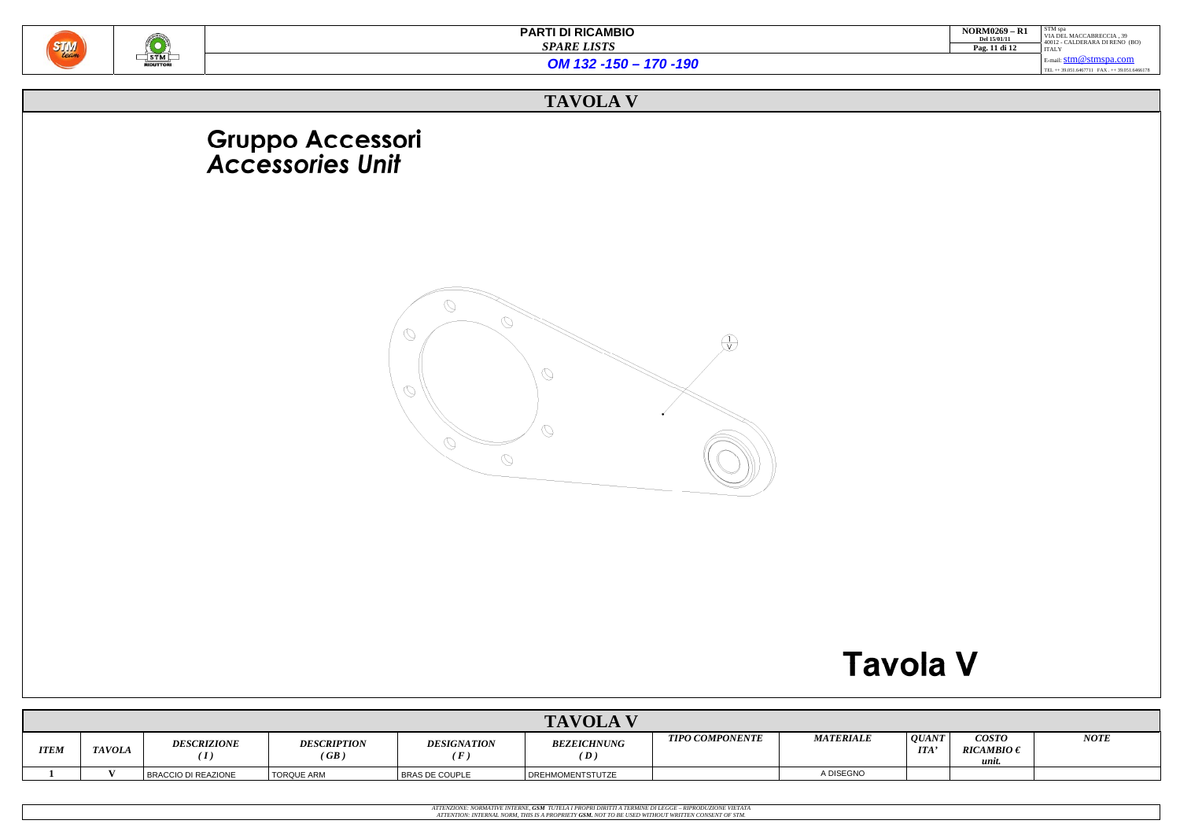# TAVOLA V

## Gruppo Accessori
## *Accessories Unit*

# Tavola V

| TAVOLA V | | | | | | | | | | |
|---|---|---|---|---|---|---|---|---|---|---|
| *ITEM* | *TAVOLA* | *DESCRIZIONE (I)* | *DESCRIPTION (GB)* | *DESIGNATION (F)* | *BEZEICHNUNG (D)* | *TIPO COMPONENTE* | *MATERIALE* | *QUANTITA'* | *COSTO RICAMBIO € unit.* | *NOTE* |
| 1 | V | BRACCIO DI REAZIONE | TORQUE ARM | BRAS DE COUPLE | DREHMOMENTSTUTZE | | A DISEGNO | | | |

*ATTENZIONE: NORMATIVE INTERNE, **GSM** TUTELA I PROPRI DIRITTI A TERMINE DI LEGGE – RIPRODUZIONE VIETATA*
*ATTENTION: INTERNAL NORM, THIS IS A PROPRIETY **GSM**. NOT TO BE USED WITHOUT WRITTEN CONSENT OF STM.*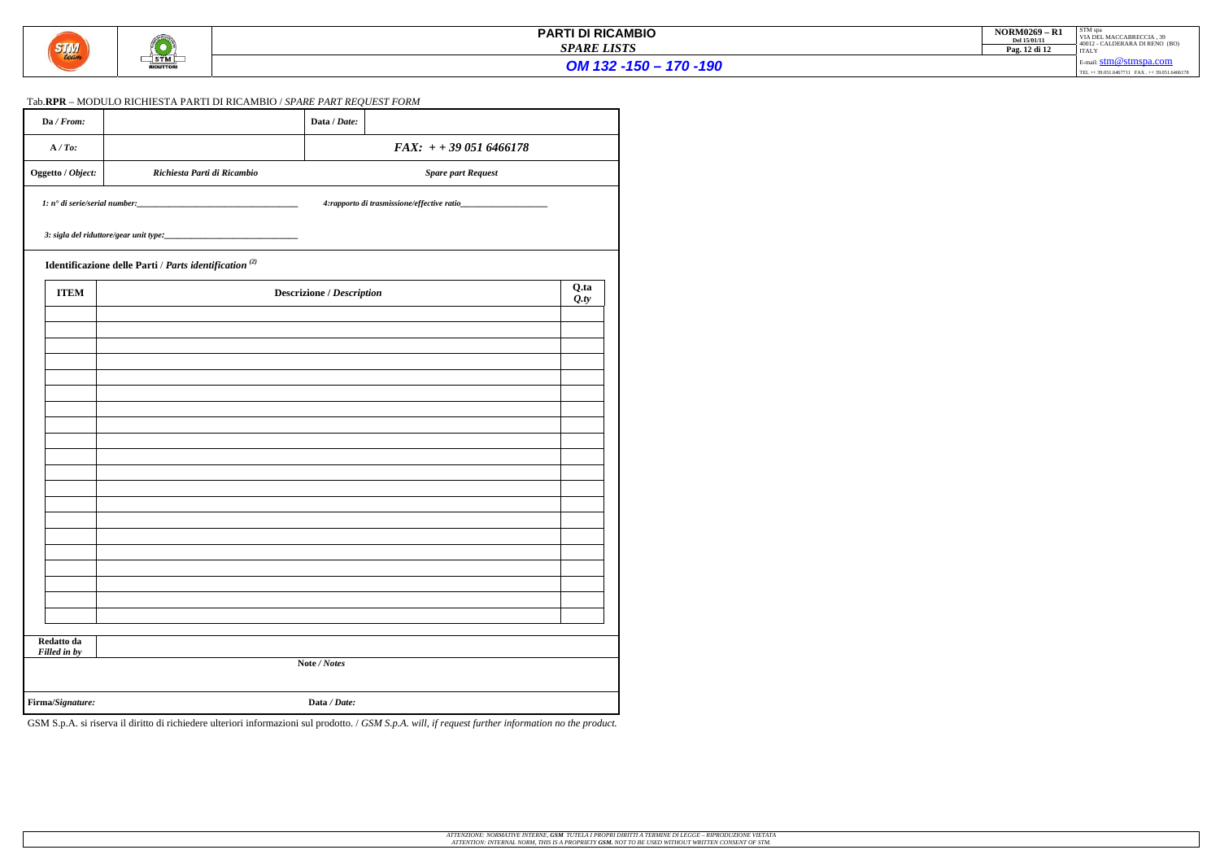Tab.**RPR** – MODULO RICHIESTA PARTI DI RICAMBIO / *SPARE PART REQUEST FORM*

| **Da / *From:*** | | **Data / *Date:*** | |
|---|---|---|---|
| **A / *To:*** | | ***FAX: + + 39 051 6466178*** | |
| **Oggetto / *Object:*** | ***Richiesta Parti di Ricambio*** | ***Spare part Request*** | |

*1: n° di serie/serial number:*\_\_\_\_\_\_\_\_\_\_\_\_\_\_\_\_\_\_\_\_\_\_\_\_\_\_\_\_\_\_\_\_\_\_\_\_ *4:rapporto di trasmissione/effective ratio*\_\_\_\_\_\_\_\_\_\_\_\_\_\_\_\_\_\_\_\_

*3: sigla del riduttore/gear unit type:*\_\_\_\_\_\_\_\_\_\_\_\_\_\_\_\_\_\_\_\_\_\_\_\_\_\_\_\_\_\_\_\_

**Identificazione delle Parti** / ***Parts identification*** [(2)]

| ITEM | Descrizione / *Description* | Q.ta *Q.ty* |
|---|---|---|
| | | |
| | | |
| | | |
| | | |
| | | |
| | | |
| | | |
| | | |
| | | |
| | | |
| | | |
| | | |
| | | |
| | | |
| | | |
| | | |
| | | |
| | | |
| | | |
| | | |

| | |
|---|---|
| **Redatto da** ***Filled in by*** | |
| **Note / *Notes*** | |
| ***Firma/Signature:*** | ***Data / Date:*** |

GSM S.p.A. si riserva il diritto di richiedere ulteriori informazioni sul prodotto. / *GSM S.p.A. will, if request further information no the product.*